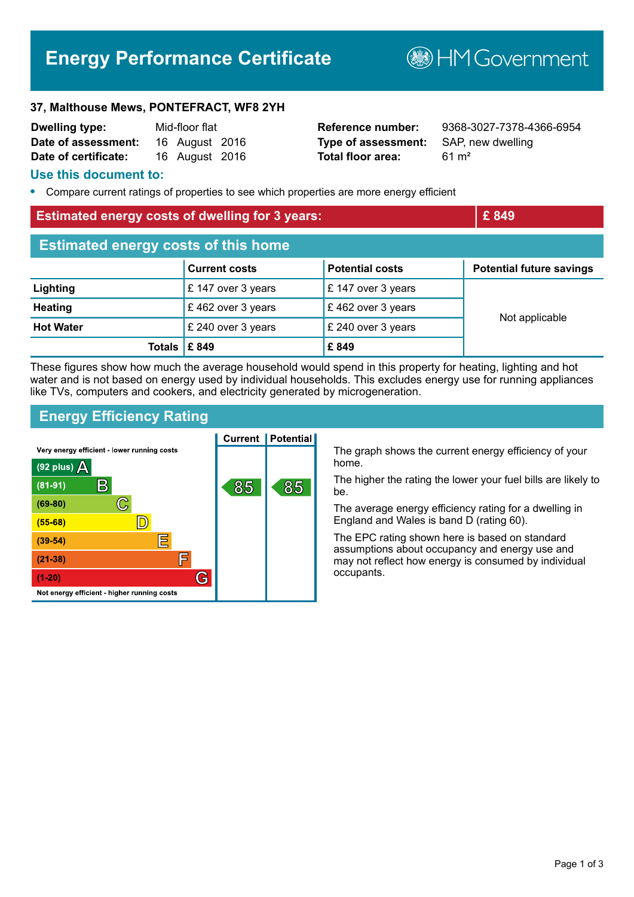# Energy Performance Certificate

HM Government

**37, Malthouse Mews, PONTEFRACT, WF8 2YH**

| | | | |
|---|---|---|---|
| **Dwelling type:** | Mid-floor flat | **Reference number:** | 9368-3027-7378-4366-6954 |
| **Date of assessment:** | 16 August 2016 | **Type of assessment:** | SAP, new dwelling |
| **Date of certificate:** | 16 August 2016 | **Total floor area:** | 61 m² |

## Use this document to:

- Compare current ratings of properties to see which properties are more energy efficient

## Estimated energy costs of dwelling for 3 years: £ 849

## Estimated energy costs of this home

| | Current costs | Potential costs | Potential future savings |
|---|---|---|---|
| **Lighting** | £ 147 over 3 years | £ 147 over 3 years | Not applicable |
| **Heating** | £ 462 over 3 years | £ 462 over 3 years | |
| **Hot Water** | £ 240 over 3 years | £ 240 over 3 years | |
| **Totals** | **£ 849** | **£ 849** | |

These figures show how much the average household would spend in this property for heating, lighting and hot water and is not based on energy used by individual households. This excludes energy use for running appliances like TVs, computers and cookers, and electricity generated by microgeneration.

## Energy Efficiency Rating

| Rating band | Current | Potential |
|---|---|---|
| Very energy efficient - lower running costs | | |
| (92 plus) A | | |
| (81-91) B | 85 | 85 |
| (69-80) C | | |
| (55-68) D | | |
| (39-54) E | | |
| (21-38) F | | |
| (1-20) G | | |
| Not energy efficient - higher running costs | | |

The graph shows the current energy efficiency of your home.

The higher the rating the lower your fuel bills are likely to be.

The average energy efficiency rating for a dwelling in England and Wales is band D (rating 60).

The EPC rating shown here is based on standard assumptions about occupancy and energy use and may not reflect how energy is consumed by individual occupants.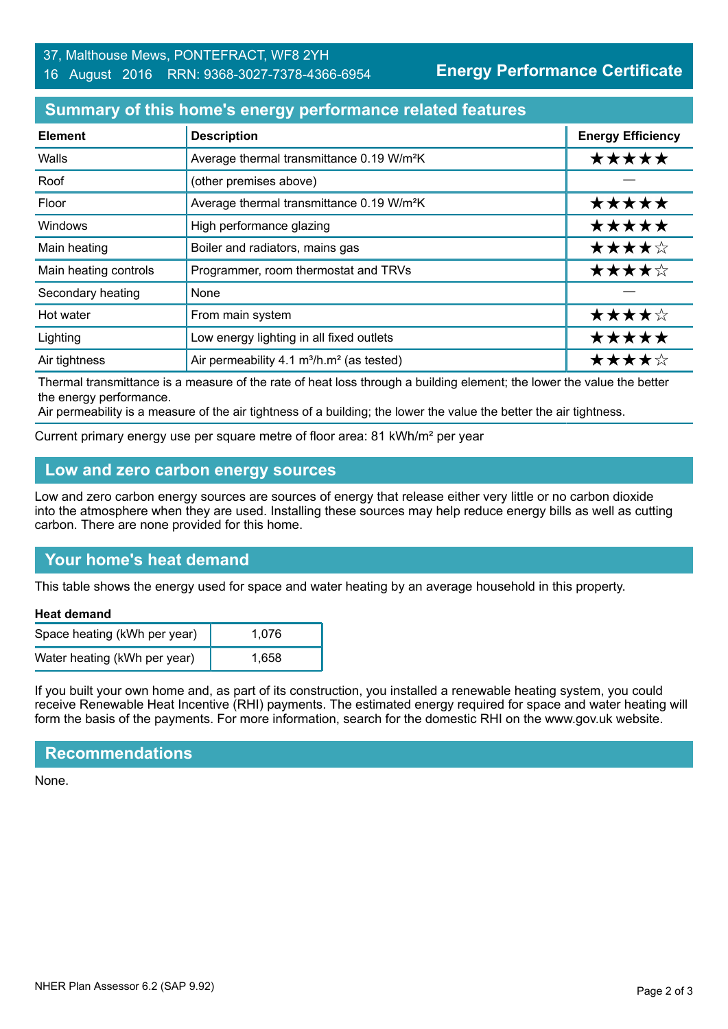37, Malthouse Mews, PONTEFRACT, WF8 2YH
16 August 2016 RRN: 9368-3027-7378-4366-6954

# Energy Performance Certificate

## Summary of this home's energy performance related features

| Element | Description | Energy Efficiency |
|---|---|---|
| Walls | Average thermal transmittance 0.19 W/m²K | ★★★★★ |
| Roof | (other premises above) | — |
| Floor | Average thermal transmittance 0.19 W/m²K | ★★★★★ |
| Windows | High performance glazing | ★★★★★ |
| Main heating | Boiler and radiators, mains gas | ★★★★☆ |
| Main heating controls | Programmer, room thermostat and TRVs | ★★★★☆ |
| Secondary heating | None | — |
| Hot water | From main system | ★★★★☆ |
| Lighting | Low energy lighting in all fixed outlets | ★★★★★ |
| Air tightness | Air permeability 4.1 m³/h.m² (as tested) | ★★★★☆ |

Thermal transmittance is a measure of the rate of heat loss through a building element; the lower the value the better the energy performance.
Air permeability is a measure of the air tightness of a building; the lower the value the better the air tightness.

Current primary energy use per square metre of floor area: 81 kWh/m² per year

## Low and zero carbon energy sources

Low and zero carbon energy sources are sources of energy that release either very little or no carbon dioxide into the atmosphere when they are used. Installing these sources may help reduce energy bills as well as cutting carbon. There are none provided for this home.

## Your home's heat demand

This table shows the energy used for space and water heating by an average household in this property.

**Heat demand**

| | |
|---|---|
| Space heating (kWh per year) | 1,076 |
| Water heating (kWh per year) | 1,658 |

If you built your own home and, as part of its construction, you installed a renewable heating system, you could receive Renewable Heat Incentive (RHI) payments. The estimated energy required for space and water heating will form the basis of the payments. For more information, search for the domestic RHI on the www.gov.uk website.

## Recommendations

None.

NHER Plan Assessor 6.2 (SAP 9.92)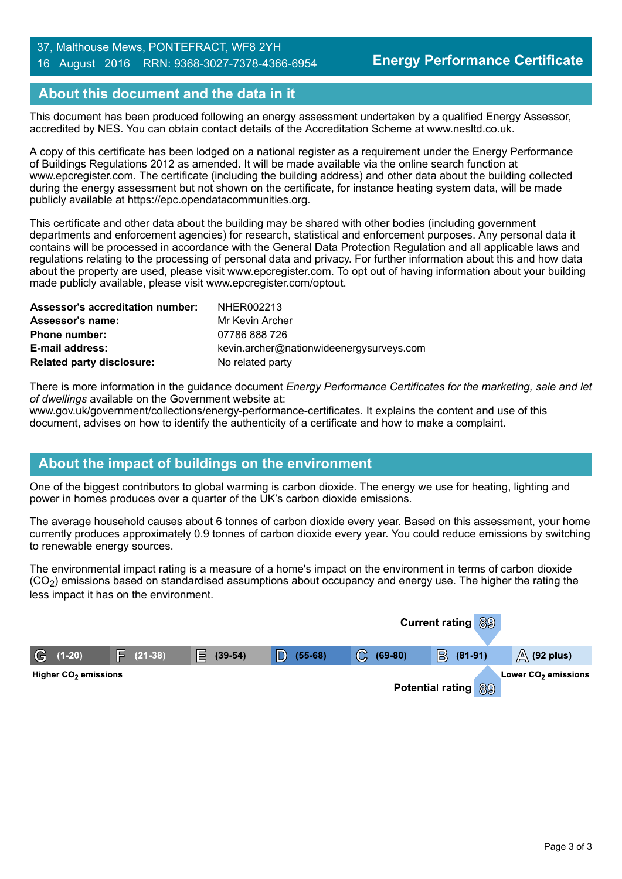37, Malthouse Mews, PONTEFRACT, WF8 2YH
16 August 2016 RRN: 9368-3027-7378-4366-6954

**Energy Performance Certificate**

## About this document and the data in it

This document has been produced following an energy assessment undertaken by a qualified Energy Assessor, accredited by NES. You can obtain contact details of the Accreditation Scheme at www.nesltd.co.uk.

A copy of this certificate has been lodged on a national register as a requirement under the Energy Performance of Buildings Regulations 2012 as amended. It will be made available via the online search function at www.epcregister.com. The certificate (including the building address) and other data about the building collected during the energy assessment but not shown on the certificate, for instance heating system data, will be made publicly available at https://epc.opendatacommunities.org.

This certificate and other data about the building may be shared with other bodies (including government departments and enforcement agencies) for research, statistical and enforcement purposes. Any personal data it contains will be processed in accordance with the General Data Protection Regulation and all applicable laws and regulations relating to the processing of personal data and privacy. For further information about this and how data about the property are used, please visit www.epcregister.com. To opt out of having information about your building made publicly available, please visit www.epcregister.com/optout.

| | |
|---|---|
| **Assessor's accreditation number:** | NHER002213 |
| **Assessor's name:** | Mr Kevin Archer |
| **Phone number:** | 07786 888 726 |
| **E-mail address:** | kevin.archer@nationwideenergysurveys.com |
| **Related party disclosure:** | No related party |

There is more information in the guidance document *Energy Performance Certificates for the marketing, sale and let of dwellings* available on the Government website at: www.gov.uk/government/collections/energy-performance-certificates. It explains the content and use of this document, advises on how to identify the authenticity of a certificate and how to make a complaint.

## About the impact of buildings on the environment

One of the biggest contributors to global warming is carbon dioxide. The energy we use for heating, lighting and power in homes produces over a quarter of the UK's carbon dioxide emissions.

The average household causes about 6 tonnes of carbon dioxide every year. Based on this assessment, your home currently produces approximately 0.9 tonnes of carbon dioxide every year. You could reduce emissions by switching to renewable energy sources.

The environmental impact rating is a measure of a home's impact on the environment in terms of carbon dioxide ($CO_2$) emissions based on standardised assumptions about occupancy and energy use. The higher the rating the less impact it has on the environment.

Current rating 89

G (1-20)
F (21-38)
E (39-54)
D (55-68)
C (69-80)
B (81-91)
A (92 plus)

Higher $CO_2$ emissions
Lower $CO_2$ emissions

Potential rating 89